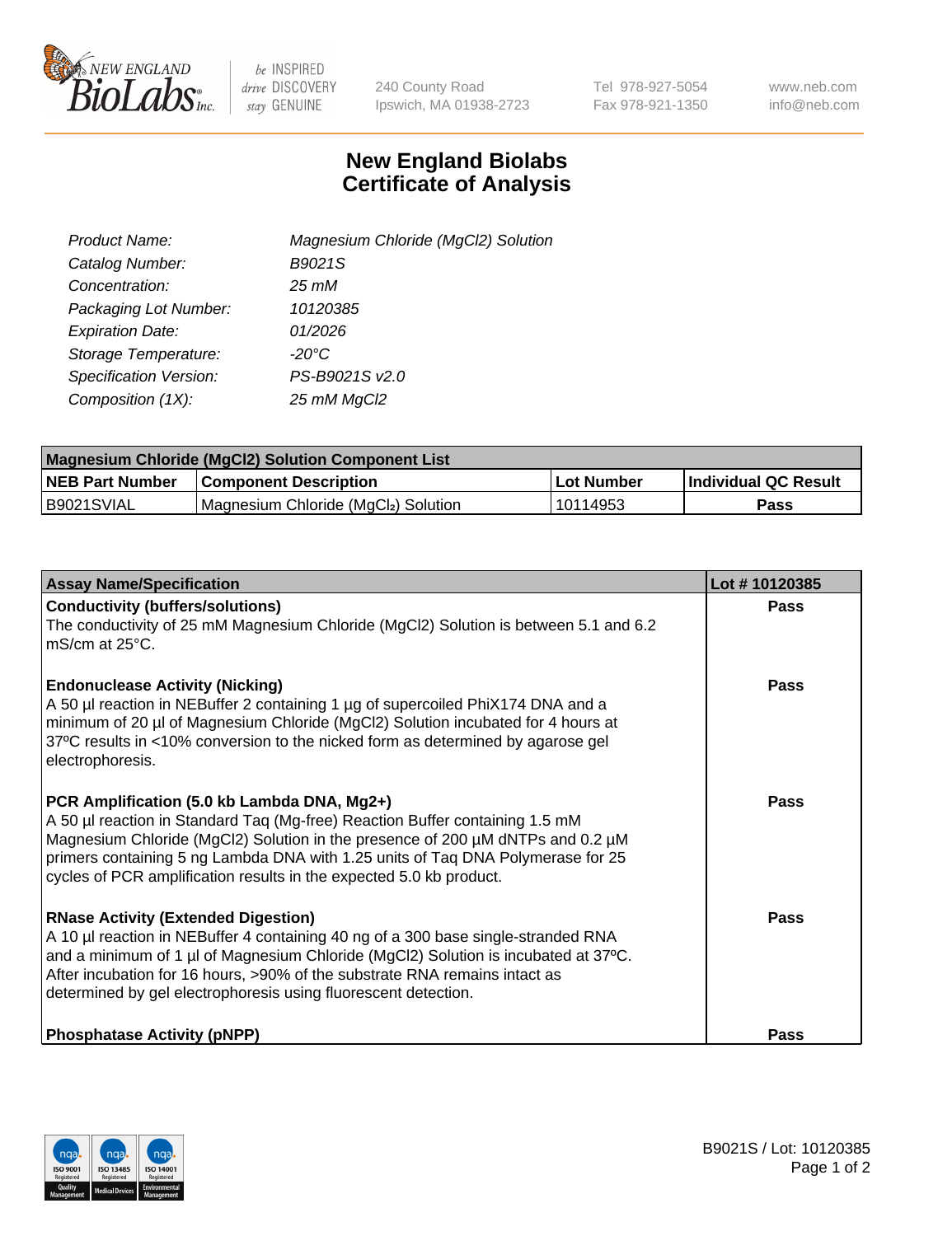# New England Biolabs Certificate of Analysis

| | |
|---|---|
| *Product Name:* | *Magnesium Chloride (MgCl2) Solution* |
| *Catalog Number:* | *B9021S* |
| *Concentration:* | *25 mM* |
| *Packaging Lot Number:* | *10120385* |
| *Expiration Date:* | *01/2026* |
| *Storage Temperature:* | *-20°C* |
| *Specification Version:* | *PS-B9021S v2.0* |
| *Composition (1X):* | *25 mM MgCl2* |

| Magnesium Chloride (MgCl2) Solution Component List | | | |
|---|---|---|---|
| **NEB Part Number** | **Component Description** | **Lot Number** | **Individual QC Result** |
| B9021SVIAL | Magnesium Chloride ($MgCl_2$) Solution | 10114953 | **Pass** |

| Assay Name/Specification | Lot # 10120385 |
|---|---|
| **Conductivity (buffers/solutions)**<br>The conductivity of 25 mM Magnesium Chloride (MgCl2) Solution is between 5.1 and 6.2 mS/cm at 25°C. | **Pass** |
| **Endonuclease Activity (Nicking)**<br>A 50 µl reaction in NEBuffer 2 containing 1 µg of supercoiled PhiX174 DNA and a minimum of 20 µl of Magnesium Chloride (MgCl2) Solution incubated for 4 hours at 37ºC results in <10% conversion to the nicked form as determined by agarose gel electrophoresis. | **Pass** |
| **PCR Amplification (5.0 kb Lambda DNA, Mg2+)**<br>A 50 µl reaction in Standard Taq (Mg-free) Reaction Buffer containing 1.5 mM Magnesium Chloride (MgCl2) Solution in the presence of 200 µM dNTPs and 0.2 µM primers containing 5 ng Lambda DNA with 1.25 units of Taq DNA Polymerase for 25 cycles of PCR amplification results in the expected 5.0 kb product. | **Pass** |
| **RNase Activity (Extended Digestion)**<br>A 10 µl reaction in NEBuffer 4 containing 40 ng of a 300 base single-stranded RNA and a minimum of 1 µl of Magnesium Chloride (MgCl2) Solution is incubated at 37ºC. After incubation for 16 hours, >90% of the substrate RNA remains intact as determined by gel electrophoresis using fluorescent detection. | **Pass** |
| **Phosphatase Activity (pNPP)** | **Pass** |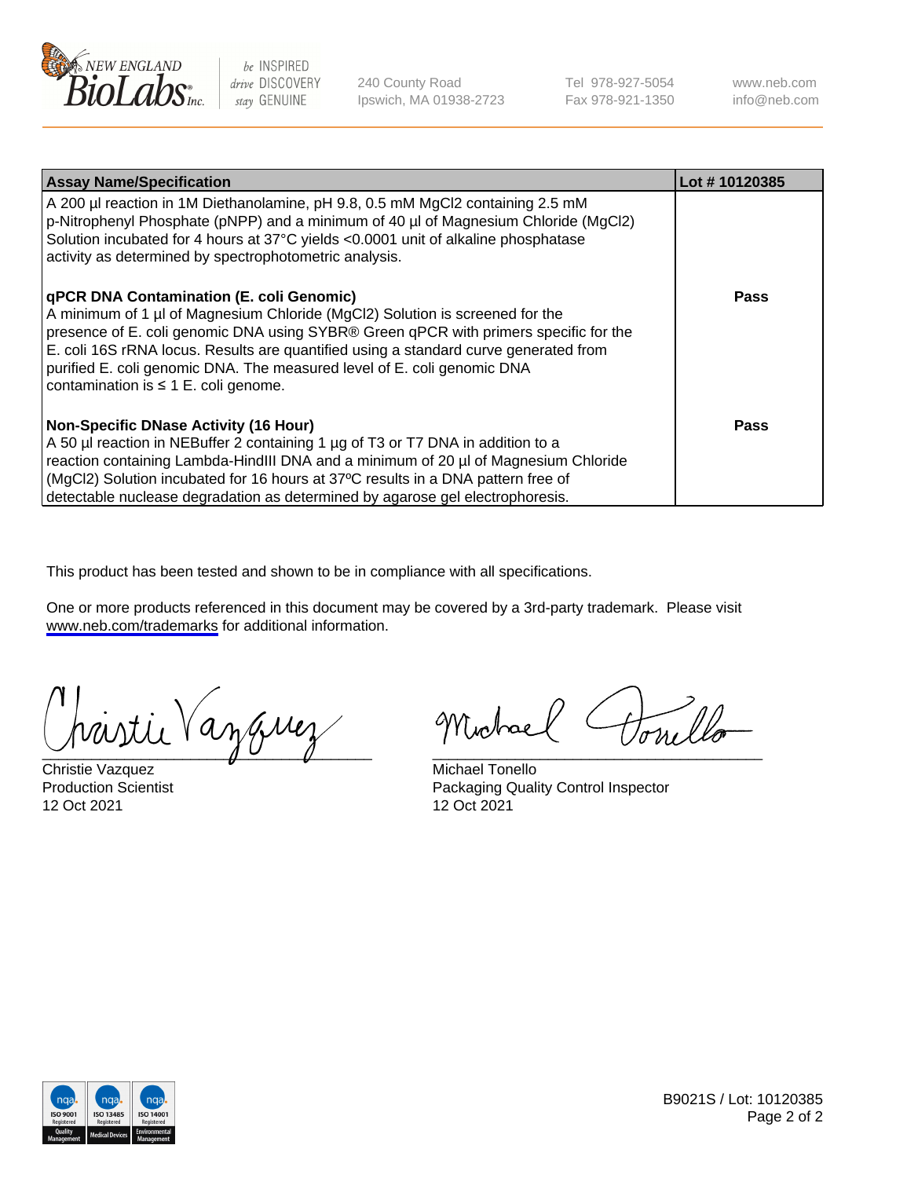| Assay Name/Specification | Lot # 10120385 |
|---|---|
| A 200 µl reaction in 1M Diethanolamine, pH 9.8, 0.5 mM MgCl2 containing 2.5 mM p-Nitrophenyl Phosphate (pNPP) and a minimum of 40 µl of Magnesium Chloride (MgCl2) Solution incubated for 4 hours at 37°C yields <0.0001 unit of alkaline phosphatase activity as determined by spectrophotometric analysis. | |
| **qPCR DNA Contamination (E. coli Genomic)**<br>A minimum of 1 µl of Magnesium Chloride (MgCl2) Solution is screened for the presence of E. coli genomic DNA using SYBR® Green qPCR with primers specific for the E. coli 16S rRNA locus. Results are quantified using a standard curve generated from purified E. coli genomic DNA. The measured level of E. coli genomic DNA contamination is ≤ 1 E. coli genome. | **Pass** |
| **Non-Specific DNase Activity (16 Hour)**<br>A 50 µl reaction in NEBuffer 2 containing 1 µg of T3 or T7 DNA in addition to a reaction containing Lambda-HindIII DNA and a minimum of 20 µl of Magnesium Chloride (MgCl2) Solution incubated for 16 hours at 37ºC results in a DNA pattern free of detectable nuclease degradation as determined by agarose gel electrophoresis. | **Pass** |

This product has been tested and shown to be in compliance with all specifications.

One or more products referenced in this document may be covered by a 3rd-party trademark. Please visit www.neb.com/trademarks for additional information.

Christie Vazquez
Production Scientist
12 Oct 2021

Michael Tonello
Packaging Quality Control Inspector
12 Oct 2021

B9021S / Lot: 10120385